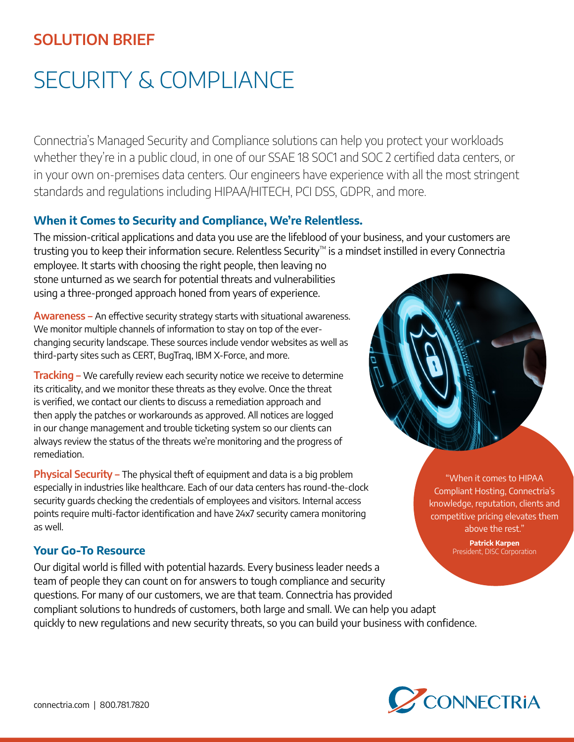**SOLUTION BRIEF**

# SECURITY & COMPLIANCE

Connectria's Managed Security and Compliance solutions can help you protect your workloads whether they're in a public cloud, in one of our SSAE 18 SOC1 and SOC 2 certified data centers, or in your own on-premises data centers. Our engineers have experience with all the most stringent standards and regulations including HIPAA/HITECH, PCI DSS, GDPR, and more.

## When it Comes to Security and Compliance, We're Relentless.

The mission-critical applications and data you use are the lifeblood of your business, and your customers are trusting you to keep their information secure. Relentless Security™ is a mindset instilled in every Connectria employee. It starts with choosing the right people, then leaving no stone unturned as we search for potential threats and vulnerabilities using a three-pronged approach honed from years of experience.

**Awareness –** An effective security strategy starts with situational awareness. We monitor multiple channels of information to stay on top of the ever-changing security landscape. These sources include vendor websites as well as third-party sites such as CERT, BugTraq, IBM X-Force, and more.

**Tracking –** We carefully review each security notice we receive to determine its criticality, and we monitor these threats as they evolve. Once the threat is verified, we contact our clients to discuss a remediation approach and then apply the patches or workarounds as approved. All notices are logged in our change management and trouble ticketing system so our clients can always review the status of the threats we're monitoring and the progress of remediation.

**Physical Security –** The physical theft of equipment and data is a big problem especially in industries like healthcare. Each of our data centers has round-the-clock security guards checking the credentials of employees and visitors. Internal access points require multi-factor identification and have 24x7 security camera monitoring as well.

> "When it comes to HIPAA Compliant Hosting, Connectria's knowledge, reputation, clients and competitive pricing elevates them above the rest."
>
> **Patrick Karpen**
> President, DISC Corporation

## Your Go-To Resource

Our digital world is filled with potential hazards. Every business leader needs a team of people they can count on for answers to tough compliance and security questions. For many of our customers, we are that team. Connectria has provided compliant solutions to hundreds of customers, both large and small. We can help you adapt quickly to new regulations and new security threats, so you can build your business with confidence.

connectria.com | 800.781.7820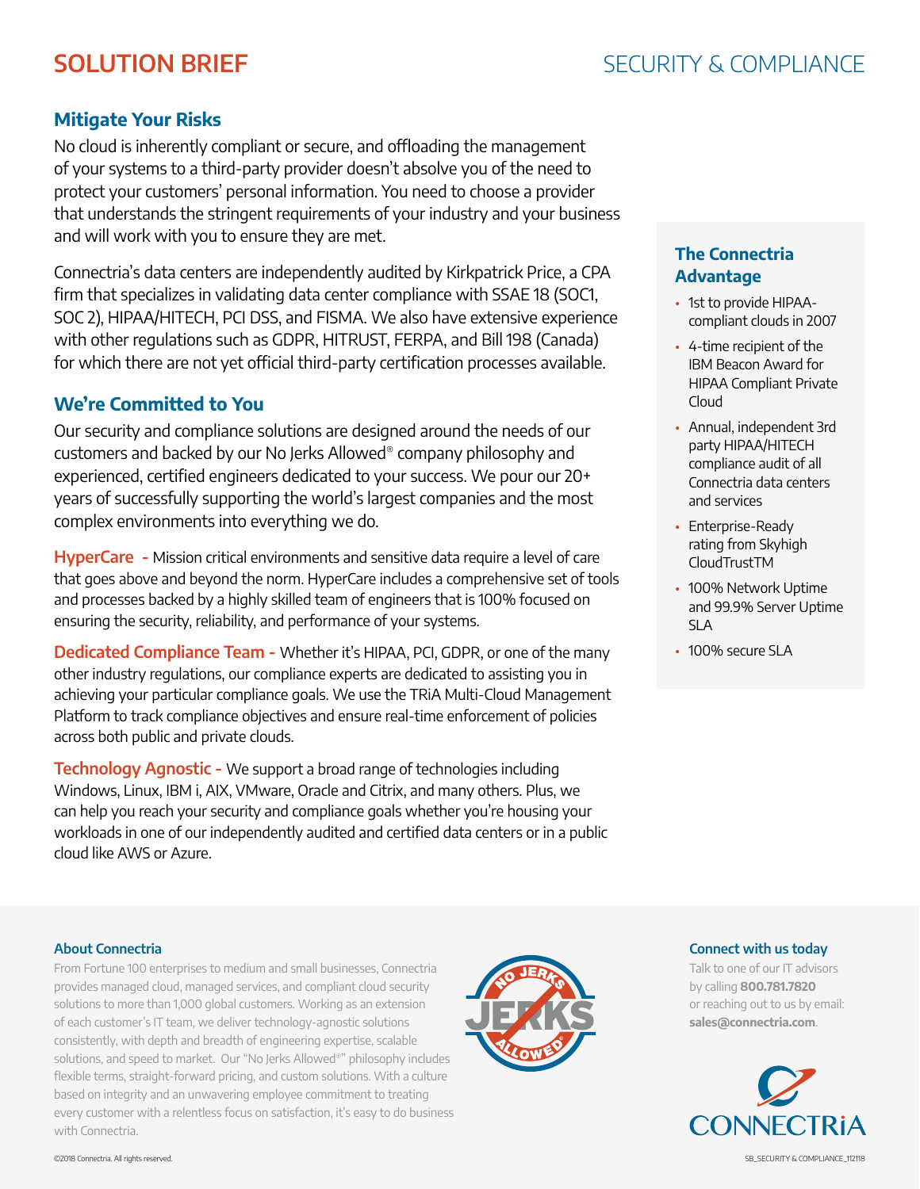SOLUTION BRIEF

SECURITY & COMPLIANCE

## Mitigate Your Risks

No cloud is inherently compliant or secure, and offloading the management of your systems to a third-party provider doesn't absolve you of the need to protect your customers' personal information. You need to choose a provider that understands the stringent requirements of your industry and your business and will work with you to ensure they are met.

Connectria's data centers are independently audited by Kirkpatrick Price, a CPA firm that specializes in validating data center compliance with SSAE 18 (SOC1, SOC 2), HIPAA/HITECH, PCI DSS, and FISMA. We also have extensive experience with other regulations such as GDPR, HITRUST, FERPA, and Bill 198 (Canada) for which there are not yet official third-party certification processes available.

## We're Committed to You

Our security and compliance solutions are designed around the needs of our customers and backed by our No Jerks Allowed® company philosophy and experienced, certified engineers dedicated to your success. We pour our 20+ years of successfully supporting the world's largest companies and the most complex environments into everything we do.

**HyperCare** - Mission critical environments and sensitive data require a level of care that goes above and beyond the norm. HyperCare includes a comprehensive set of tools and processes backed by a highly skilled team of engineers that is 100% focused on ensuring the security, reliability, and performance of your systems.

**Dedicated Compliance Team** - Whether it's HIPAA, PCI, GDPR, or one of the many other industry regulations, our compliance experts are dedicated to assisting you in achieving your particular compliance goals. We use the TRiA Multi-Cloud Management Platform to track compliance objectives and ensure real-time enforcement of policies across both public and private clouds.

**Technology Agnostic** - We support a broad range of technologies including Windows, Linux, IBM i, AIX, VMware, Oracle and Citrix, and many others. Plus, we can help you reach your security and compliance goals whether you're housing your workloads in one of our independently audited and certified data centers or in a public cloud like AWS or Azure.

## The Connectria Advantage

- 1st to provide HIPAA-compliant clouds in 2007
- 4-time recipient of the IBM Beacon Award for HIPAA Compliant Private Cloud
- Annual, independent 3rd party HIPAA/HITECH compliance audit of all Connectria data centers and services
- Enterprise-Ready rating from Skyhigh CloudTrustTM
- 100% Network Uptime and 99.9% Server Uptime SLA
- 100% secure SLA

### About Connectria

From Fortune 100 enterprises to medium and small businesses, Connectria provides managed cloud, managed services, and compliant cloud security solutions to more than 1,000 global customers. Working as an extension of each customer's IT team, we deliver technology-agnostic solutions consistently, with depth and breadth of engineering expertise, scalable solutions, and speed to market. Our "No Jerks Allowed®" philosophy includes flexible terms, straight-forward pricing, and custom solutions. With a culture based on integrity and an unwavering employee commitment to treating every customer with a relentless focus on satisfaction, it's easy to do business with Connectria.

NO JERKS ALLOWED®

### Connect with us today

Talk to one of our IT advisors by calling **800.781.7820** or reaching out to us by email: **sales@connectria.com**.

CONNECTRiA

©2018 Connectria. All rights reserved.

SB_SECURITY & COMPLIANCE_112118